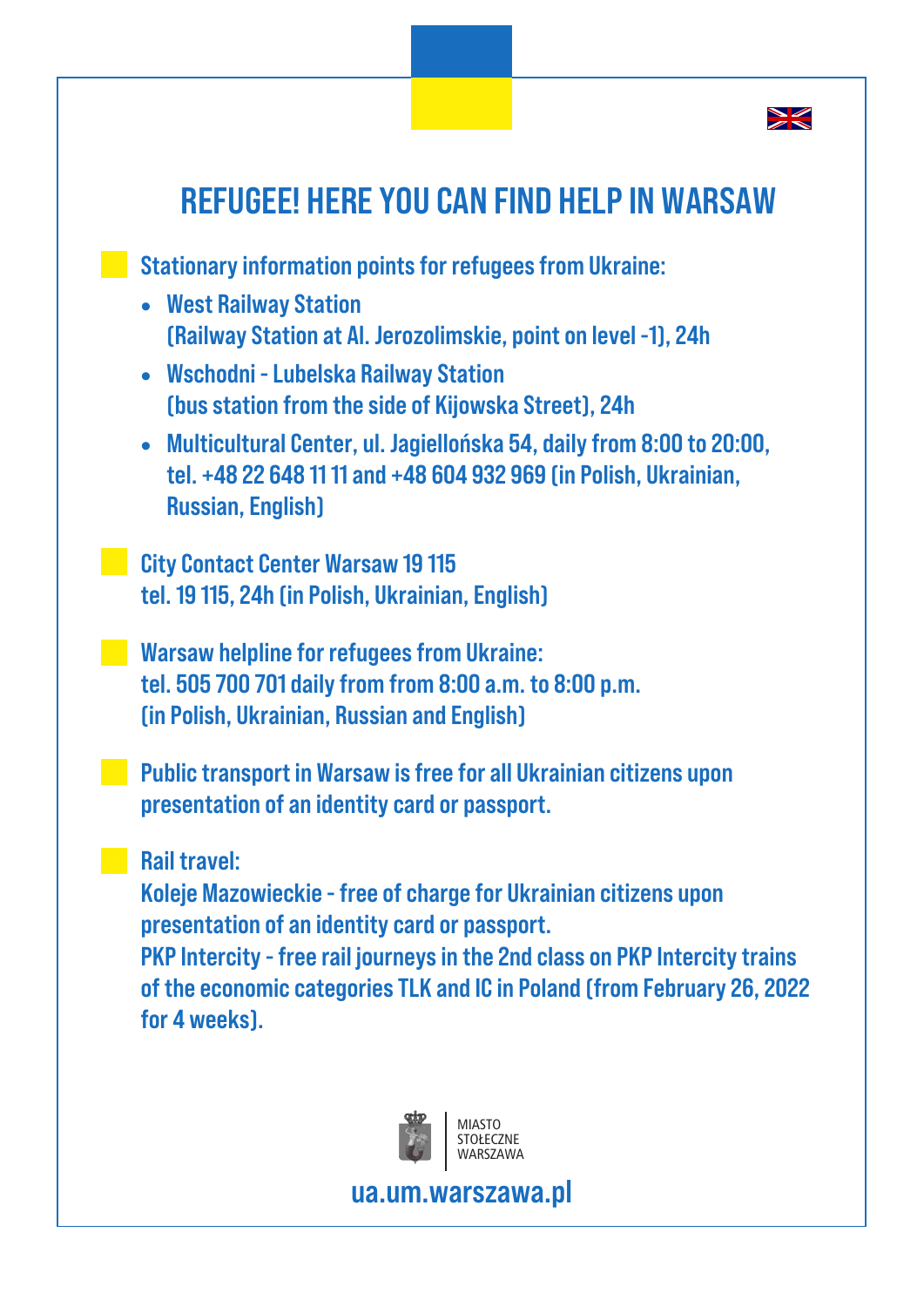# REFUGEE! HERE YOU CAN FIND HELP IN WARSAW

**Stationary information points for refugees from Ukraine:**

- **West Railway Station**
  **(Railway Station at Al. Jerozolimskie, point on level -1), 24h**
- **Wschodni - Lubelska Railway Station**
  **(bus station from the side of Kijowska Street), 24h**
- **Multicultural Center, ul. Jagiellońska 54, daily from 8:00 to 20:00, tel. +48 22 648 11 11 and +48 604 932 969 (in Polish, Ukrainian, Russian, English)**

**City Contact Center Warsaw 19 115**
**tel. 19 115, 24h (in Polish, Ukrainian, English)**

**Warsaw helpline for refugees from Ukraine:**
**tel. 505 700 701 daily from from 8:00 a.m. to 8:00 p.m.**
**(in Polish, Ukrainian, Russian and English)**

**Public transport in Warsaw is free for all Ukrainian citizens upon presentation of an identity card or passport.**

**Rail travel:**
**Koleje Mazowieckie - free of charge for Ukrainian citizens upon presentation of an identity card or passport.**
**PKP Intercity - free rail journeys in the 2nd class on PKP Intercity trains of the economic categories TLK and IC in Poland (from February 26, 2022 for 4 weeks).**

MIASTO STOŁECZNE WARSZAWA

**ua.um.warszawa.pl**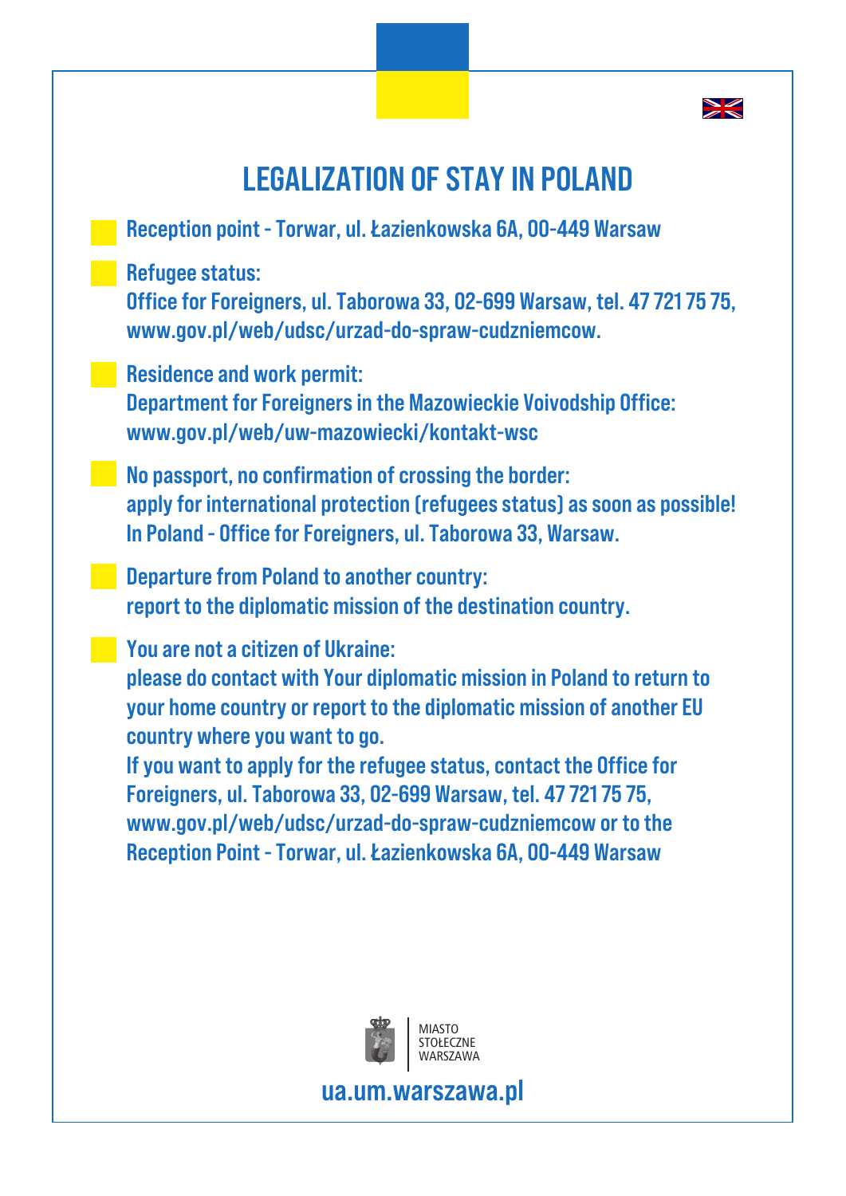# LEGALIZATION OF STAY IN POLAND

- Reception point - Torwar, ul. Łazienkowska 6A, 00-449 Warsaw
- Refugee status:
  Office for Foreigners, ul. Taborowa 33, 02-699 Warsaw, tel. 47 721 75 75, www.gov.pl/web/udsc/urzad-do-spraw-cudzniemcow.
- Residence and work permit:
  Department for Foreigners in the Mazowieckie Voivodship Office: www.gov.pl/web/uw-mazowiecki/kontakt-wsc
- No passport, no confirmation of crossing the border:
  apply for international protection (refugees status) as soon as possible! In Poland - Office for Foreigners, ul. Taborowa 33, Warsaw.
- Departure from Poland to another country:
  report to the diplomatic mission of the destination country.
- You are not a citizen of Ukraine:
  please do contact with Your diplomatic mission in Poland to return to your home country or report to the diplomatic mission of another EU country where you want to go.
  If you want to apply for the refugee status, contact the Office for Foreigners, ul. Taborowa 33, 02-699 Warsaw, tel. 47 721 75 75, www.gov.pl/web/udsc/urzad-do-spraw-cudzniemcow or to the Reception Point - Torwar, ul. Łazienkowska 6A, 00-449 Warsaw

MIASTO STOŁECZNE WARSZAWA

ua.um.warszawa.pl